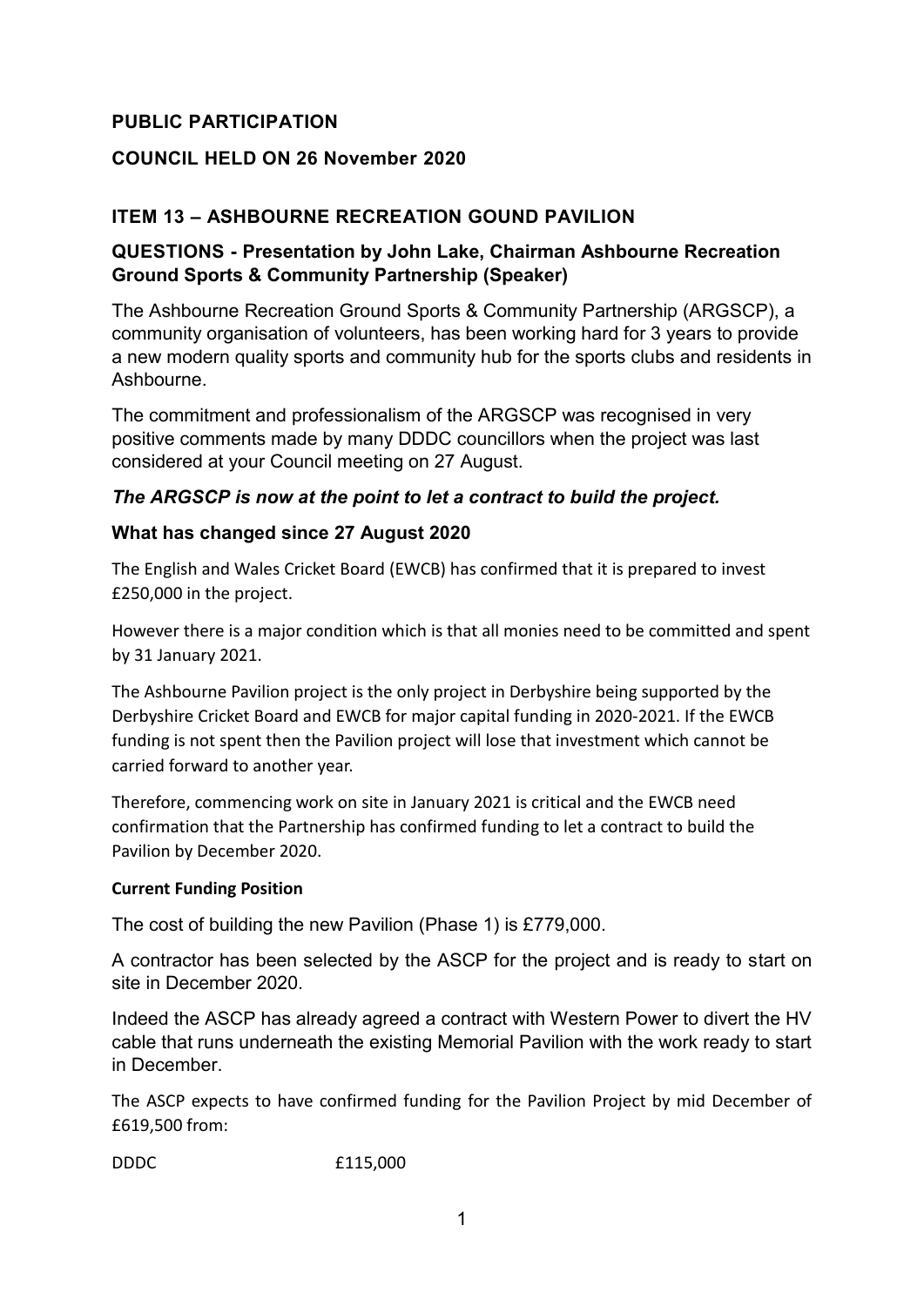**PUBLIC PARTICIPATION**

**COUNCIL HELD ON 26 November 2020**

## ITEM 13 – ASHBOURNE RECREATION GOUND PAVILION

### QUESTIONS - Presentation by John Lake, Chairman Ashbourne Recreation Ground Sports & Community Partnership (Speaker)

The Ashbourne Recreation Ground Sports & Community Partnership (ARGSCP), a community organisation of volunteers, has been working hard for 3 years to provide a new modern quality sports and community hub for the sports clubs and residents in Ashbourne.

The commitment and professionalism of the ARGSCP was recognised in very positive comments made by many DDDC councillors when the project was last considered at your Council meeting on 27 August.

***The ARGSCP is now at the point to let a contract to build the project.***

### What has changed since 27 August 2020

The English and Wales Cricket Board (EWCB) has confirmed that it is prepared to invest £250,000 in the project.

However there is a major condition which is that all monies need to be committed and spent by 31 January 2021.

The Ashbourne Pavilion project is the only project in Derbyshire being supported by the Derbyshire Cricket Board and EWCB for major capital funding in 2020-2021. If the EWCB funding is not spent then the Pavilion project will lose that investment which cannot be carried forward to another year.

Therefore, commencing work on site in January 2021 is critical and the EWCB need confirmation that the Partnership has confirmed funding to let a contract to build the Pavilion by December 2020.

**Current Funding Position**

The cost of building the new Pavilion (Phase 1) is £779,000.

A contractor has been selected by the ASCP for the project and is ready to start on site in December 2020.

Indeed the ASCP has already agreed a contract with Western Power to divert the HV cable that runs underneath the existing Memorial Pavilion with the work ready to start in December.

The ASCP expects to have confirmed funding for the Pavilion Project by mid December of £619,500 from:

DDDC £115,000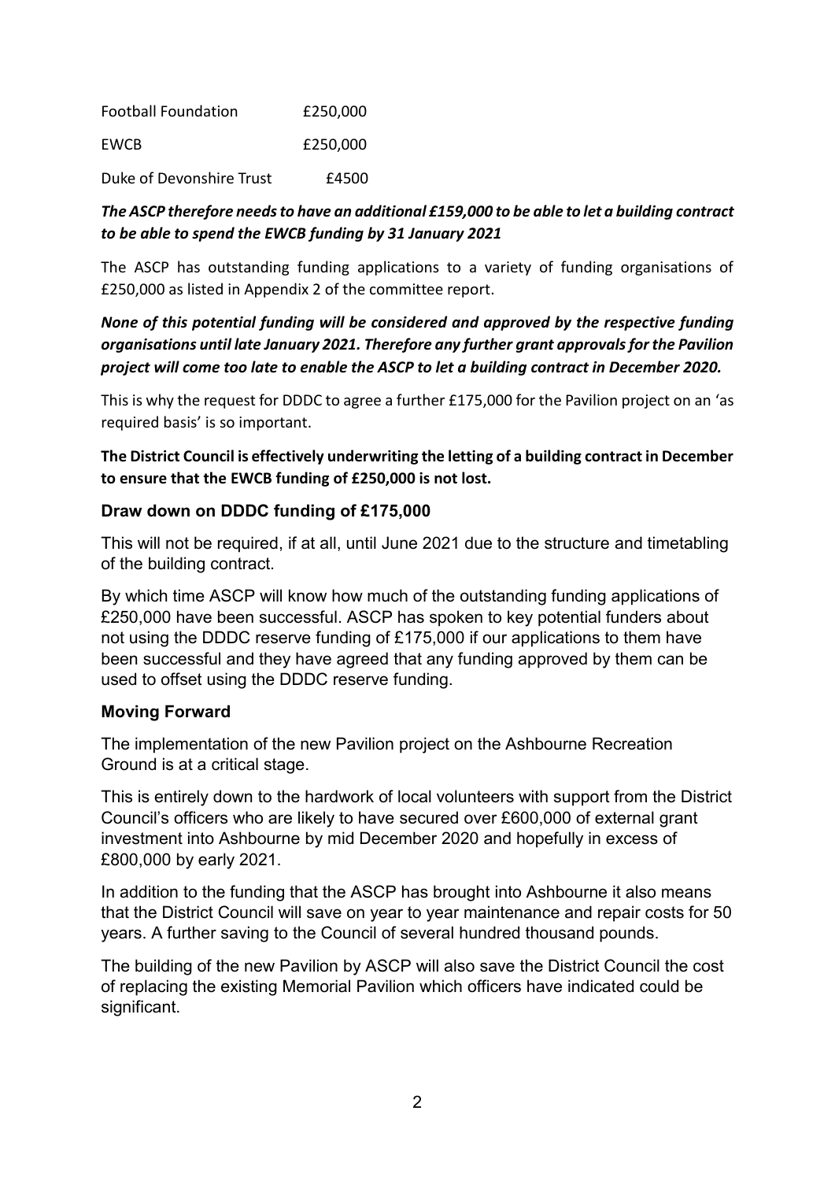| | |
|---|---|
| Football Foundation | £250,000 |
| EWCB | £250,000 |
| Duke of Devonshire Trust | £4500 |

***The ASCP therefore needs to have an additional £159,000 to be able to let a building contract to be able to spend the EWCB funding by 31 January 2021***

The ASCP has outstanding funding applications to a variety of funding organisations of £250,000 as listed in Appendix 2 of the committee report.

***None of this potential funding will be considered and approved by the respective funding organisations until late January 2021. Therefore any further grant approvals for the Pavilion project will come too late to enable the ASCP to let a building contract in December 2020.***

This is why the request for DDDC to agree a further £175,000 for the Pavilion project on an 'as required basis' is so important.

**The District Council is effectively underwriting the letting of a building contract in December to ensure that the EWCB funding of £250,000 is not lost.**

### Draw down on DDDC funding of £175,000

This will not be required, if at all, until June 2021 due to the structure and timetabling of the building contract.

By which time ASCP will know how much of the outstanding funding applications of £250,000 have been successful. ASCP has spoken to key potential funders about not using the DDDC reserve funding of £175,000 if our applications to them have been successful and they have agreed that any funding approved by them can be used to offset using the DDDC reserve funding.

### Moving Forward

The implementation of the new Pavilion project on the Ashbourne Recreation Ground is at a critical stage.

This is entirely down to the hardwork of local volunteers with support from the District Council's officers who are likely to have secured over £600,000 of external grant investment into Ashbourne by mid December 2020 and hopefully in excess of £800,000 by early 2021.

In addition to the funding that the ASCP has brought into Ashbourne it also means that the District Council will save on year to year maintenance and repair costs for 50 years. A further saving to the Council of several hundred thousand pounds.

The building of the new Pavilion by ASCP will also save the District Council the cost of replacing the existing Memorial Pavilion which officers have indicated could be significant.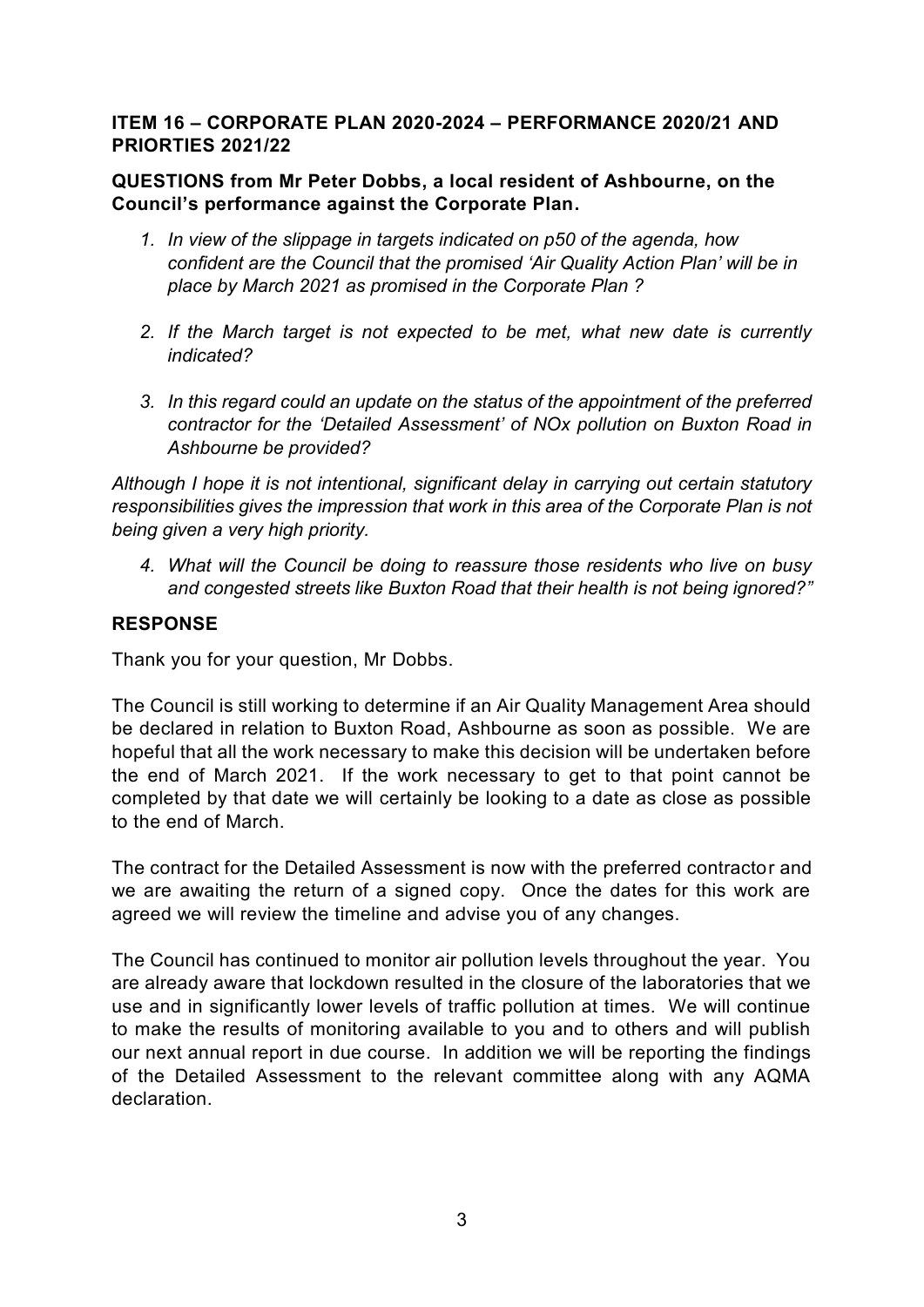**ITEM 16 – CORPORATE PLAN 2020-2024 – PERFORMANCE 2020/21 AND PRIORTIES 2021/22**

**QUESTIONS from Mr Peter Dobbs, a local resident of Ashbourne, on the Council's performance against the Corporate Plan.**

1. *In view of the slippage in targets indicated on p50 of the agenda, how confident are the Council that the promised 'Air Quality Action Plan' will be in place by March 2021 as promised in the Corporate Plan ?*

2. *If the March target is not expected to be met, what new date is currently indicated?*

3. *In this regard could an update on the status of the appointment of the preferred contractor for the 'Detailed Assessment' of NOx pollution on Buxton Road in Ashbourne be provided?*

*Although I hope it is not intentional, significant delay in carrying out certain statutory responsibilities gives the impression that work in this area of the Corporate Plan is not being given a very high priority.*

4. *What will the Council be doing to reassure those residents who live on busy and congested streets like Buxton Road that their health is not being ignored?"*

**RESPONSE**

Thank you for your question, Mr Dobbs.

The Council is still working to determine if an Air Quality Management Area should be declared in relation to Buxton Road, Ashbourne as soon as possible. We are hopeful that all the work necessary to make this decision will be undertaken before the end of March 2021. If the work necessary to get to that point cannot be completed by that date we will certainly be looking to a date as close as possible to the end of March.

The contract for the Detailed Assessment is now with the preferred contractor and we are awaiting the return of a signed copy. Once the dates for this work are agreed we will review the timeline and advise you of any changes.

The Council has continued to monitor air pollution levels throughout the year. You are already aware that lockdown resulted in the closure of the laboratories that we use and in significantly lower levels of traffic pollution at times. We will continue to make the results of monitoring available to you and to others and will publish our next annual report in due course. In addition we will be reporting the findings of the Detailed Assessment to the relevant committee along with any AQMA declaration.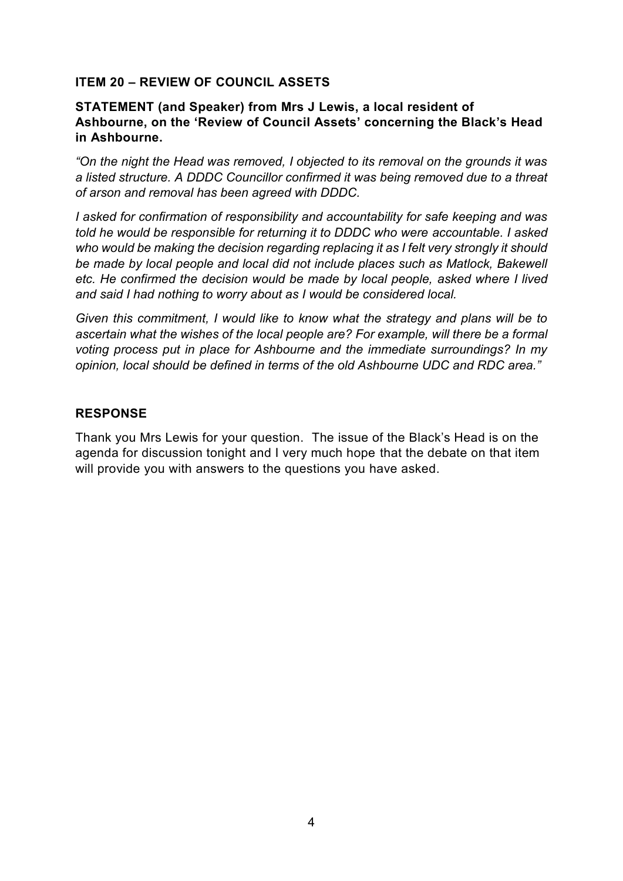**ITEM 20 – REVIEW OF COUNCIL ASSETS**

**STATEMENT (and Speaker) from Mrs J Lewis, a local resident of Ashbourne, on the 'Review of Council Assets' concerning the Black's Head in Ashbourne.**

*"On the night the Head was removed, I objected to its removal on the grounds it was a listed structure. A DDDC Councillor confirmed it was being removed due to a threat of arson and removal has been agreed with DDDC.*

*I asked for confirmation of responsibility and accountability for safe keeping and was told he would be responsible for returning it to DDDC who were accountable. I asked who would be making the decision regarding replacing it as I felt very strongly it should be made by local people and local did not include places such as Matlock, Bakewell etc. He confirmed the decision would be made by local people, asked where I lived and said I had nothing to worry about as I would be considered local.*

*Given this commitment, I would like to know what the strategy and plans will be to ascertain what the wishes of the local people are? For example, will there be a formal voting process put in place for Ashbourne and the immediate surroundings? In my opinion, local should be defined in terms of the old Ashbourne UDC and RDC area."*

**RESPONSE**

Thank you Mrs Lewis for your question. The issue of the Black's Head is on the agenda for discussion tonight and I very much hope that the debate on that item will provide you with answers to the questions you have asked.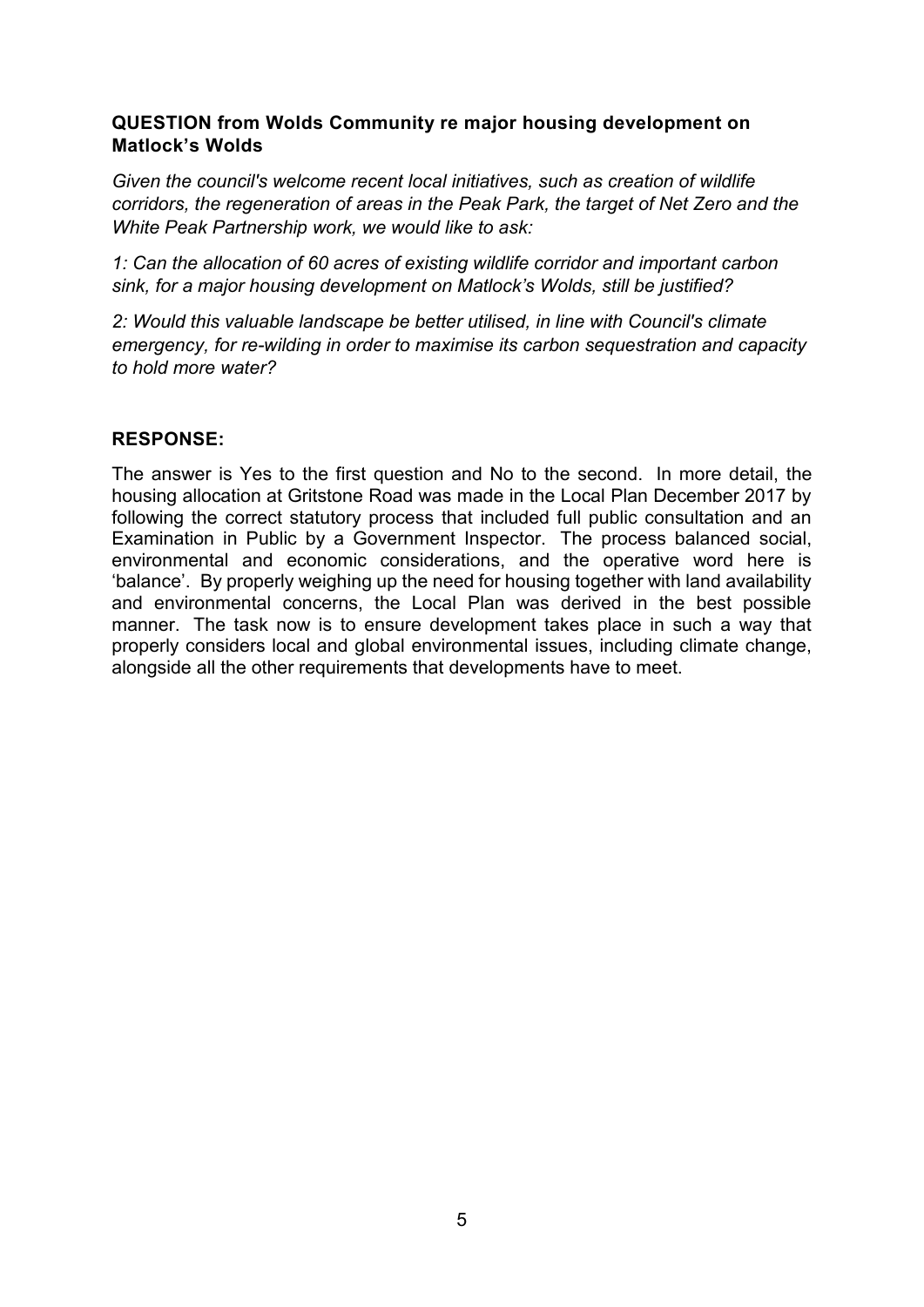**QUESTION from Wolds Community re major housing development on Matlock's Wolds**

*Given the council's welcome recent local initiatives, such as creation of wildlife corridors, the regeneration of areas in the Peak Park, the target of Net Zero and the White Peak Partnership work, we would like to ask:*

*1: Can the allocation of 60 acres of existing wildlife corridor and important carbon sink, for a major housing development on Matlock's Wolds, still be justified?*

*2: Would this valuable landscape be better utilised, in line with Council's climate emergency, for re-wilding in order to maximise its carbon sequestration and capacity to hold more water?*

**RESPONSE:**

The answer is Yes to the first question and No to the second. In more detail, the housing allocation at Gritstone Road was made in the Local Plan December 2017 by following the correct statutory process that included full public consultation and an Examination in Public by a Government Inspector. The process balanced social, environmental and economic considerations, and the operative word here is 'balance'. By properly weighing up the need for housing together with land availability and environmental concerns, the Local Plan was derived in the best possible manner. The task now is to ensure development takes place in such a way that properly considers local and global environmental issues, including climate change, alongside all the other requirements that developments have to meet.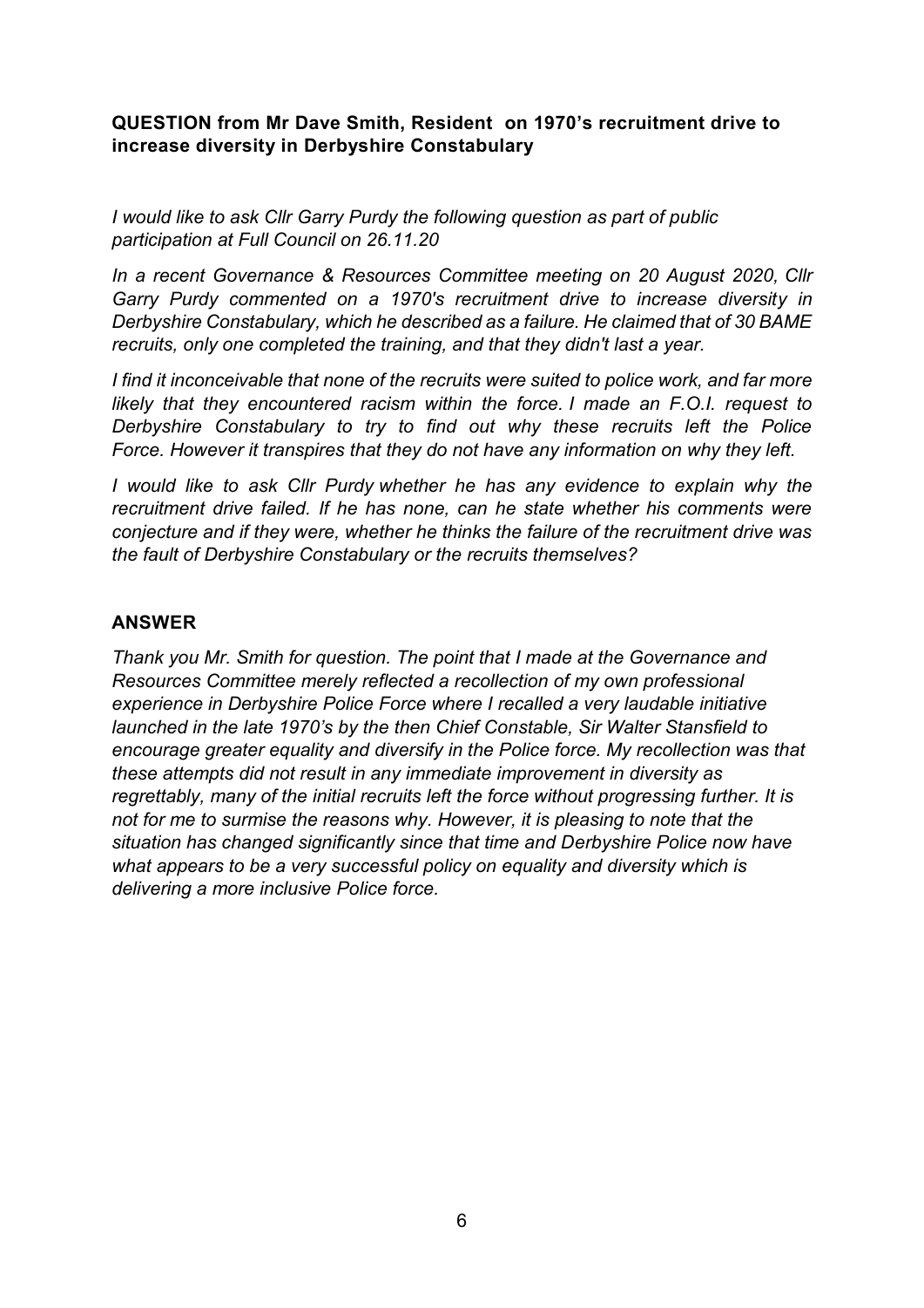**QUESTION from Mr Dave Smith, Resident on 1970's recruitment drive to increase diversity in Derbyshire Constabulary**

*I would like to ask Cllr Garry Purdy the following question as part of public participation at Full Council on 26.11.20*

*In a recent Governance & Resources Committee meeting on 20 August 2020, Cllr Garry Purdy commented on a 1970's recruitment drive to increase diversity in Derbyshire Constabulary, which he described as a failure. He claimed that of 30 BAME recruits, only one completed the training, and that they didn't last a year.*

*I find it inconceivable that none of the recruits were suited to police work, and far more likely that they encountered racism within the force. I made an F.O.I. request to Derbyshire Constabulary to try to find out why these recruits left the Police Force. However it transpires that they do not have any information on why they left.*

*I would like to ask Cllr Purdy whether he has any evidence to explain why the recruitment drive failed. If he has none, can he state whether his comments were conjecture and if they were, whether he thinks the failure of the recruitment drive was the fault of Derbyshire Constabulary or the recruits themselves?*

## ANSWER

*Thank you Mr. Smith for question. The point that I made at the Governance and Resources Committee merely reflected a recollection of my own professional experience in Derbyshire Police Force where I recalled a very laudable initiative launched in the late 1970's by the then Chief Constable, Sir Walter Stansfield to encourage greater equality and diversify in the Police force. My recollection was that these attempts did not result in any immediate improvement in diversity as regrettably, many of the initial recruits left the force without progressing further. It is not for me to surmise the reasons why. However, it is pleasing to note that the situation has changed significantly since that time and Derbyshire Police now have what appears to be a very successful policy on equality and diversity which is delivering a more inclusive Police force.*